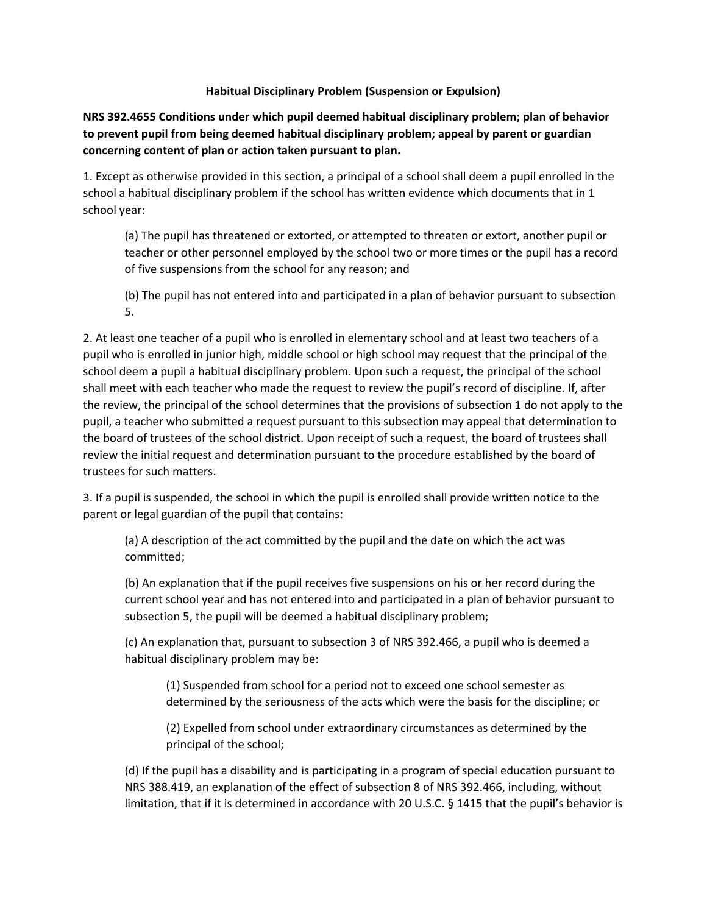# Habitual Disciplinary Problem (Suspension or Expulsion)

**NRS 392.4655 Conditions under which pupil deemed habitual disciplinary problem; plan of behavior to prevent pupil from being deemed habitual disciplinary problem; appeal by parent or guardian concerning content of plan or action taken pursuant to plan.**

1. Except as otherwise provided in this section, a principal of a school shall deem a pupil enrolled in the school a habitual disciplinary problem if the school has written evidence which documents that in 1 school year:

   (a) The pupil has threatened or extorted, or attempted to threaten or extort, another pupil or teacher or other personnel employed by the school two or more times or the pupil has a record of five suspensions from the school for any reason; and

   (b) The pupil has not entered into and participated in a plan of behavior pursuant to subsection 5.

2. At least one teacher of a pupil who is enrolled in elementary school and at least two teachers of a pupil who is enrolled in junior high, middle school or high school may request that the principal of the school deem a pupil a habitual disciplinary problem. Upon such a request, the principal of the school shall meet with each teacher who made the request to review the pupil's record of discipline. If, after the review, the principal of the school determines that the provisions of subsection 1 do not apply to the pupil, a teacher who submitted a request pursuant to this subsection may appeal that determination to the board of trustees of the school district. Upon receipt of such a request, the board of trustees shall review the initial request and determination pursuant to the procedure established by the board of trustees for such matters.

3. If a pupil is suspended, the school in which the pupil is enrolled shall provide written notice to the parent or legal guardian of the pupil that contains:

   (a) A description of the act committed by the pupil and the date on which the act was committed;

   (b) An explanation that if the pupil receives five suspensions on his or her record during the current school year and has not entered into and participated in a plan of behavior pursuant to subsection 5, the pupil will be deemed a habitual disciplinary problem;

   (c) An explanation that, pursuant to subsection 3 of NRS 392.466, a pupil who is deemed a habitual disciplinary problem may be:

      (1) Suspended from school for a period not to exceed one school semester as determined by the seriousness of the acts which were the basis for the discipline; or

      (2) Expelled from school under extraordinary circumstances as determined by the principal of the school;

   (d) If the pupil has a disability and is participating in a program of special education pursuant to NRS 388.419, an explanation of the effect of subsection 8 of NRS 392.466, including, without limitation, that if it is determined in accordance with 20 U.S.C. § 1415 that the pupil's behavior is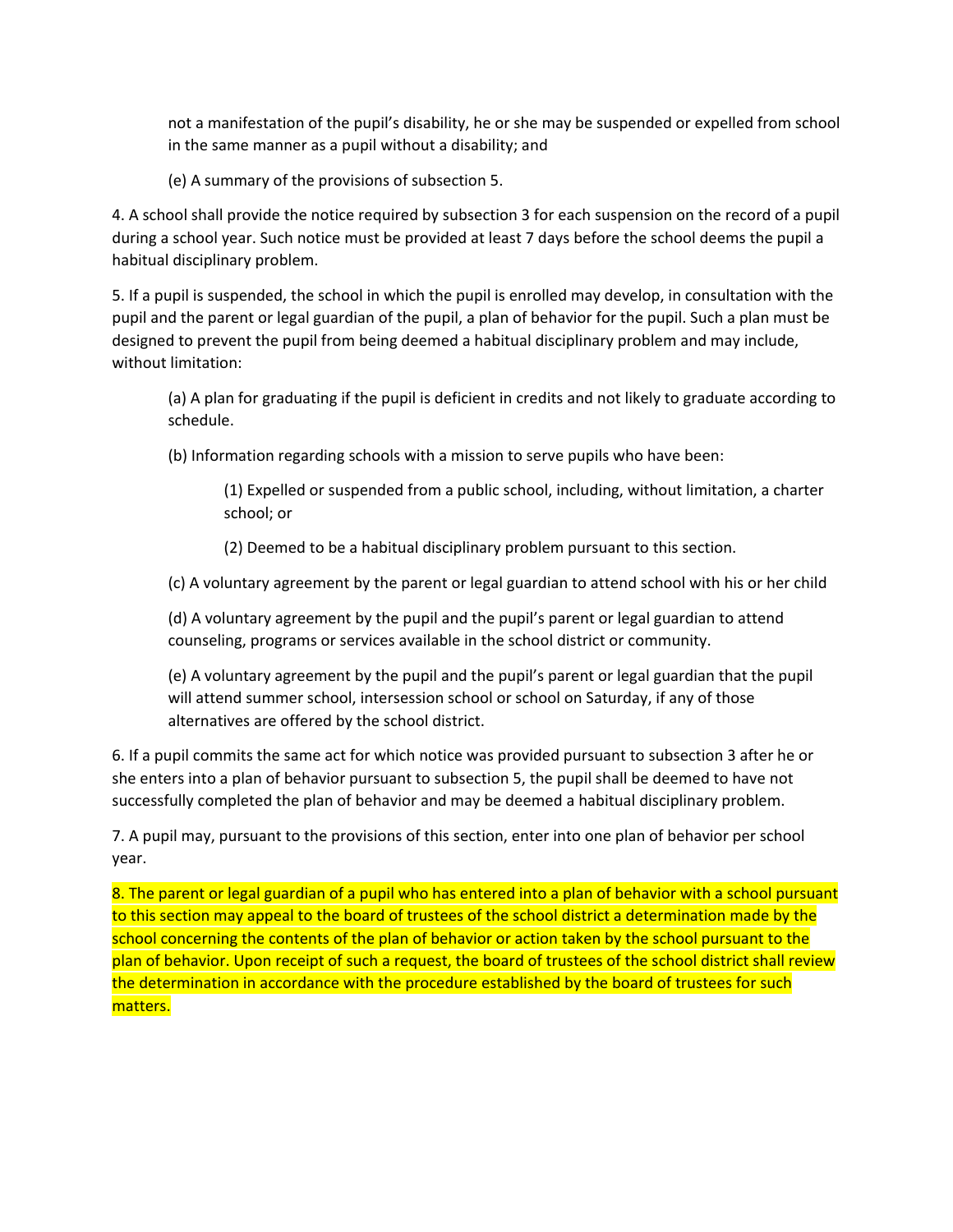not a manifestation of the pupil's disability, he or she may be suspended or expelled from school in the same manner as a pupil without a disability; and

(e) A summary of the provisions of subsection 5.

4. A school shall provide the notice required by subsection 3 for each suspension on the record of a pupil during a school year. Such notice must be provided at least 7 days before the school deems the pupil a habitual disciplinary problem.

5. If a pupil is suspended, the school in which the pupil is enrolled may develop, in consultation with the pupil and the parent or legal guardian of the pupil, a plan of behavior for the pupil. Such a plan must be designed to prevent the pupil from being deemed a habitual disciplinary problem and may include, without limitation:

(a) A plan for graduating if the pupil is deficient in credits and not likely to graduate according to schedule.

(b) Information regarding schools with a mission to serve pupils who have been:

(1) Expelled or suspended from a public school, including, without limitation, a charter school; or

(2) Deemed to be a habitual disciplinary problem pursuant to this section.

(c) A voluntary agreement by the parent or legal guardian to attend school with his or her child

(d) A voluntary agreement by the pupil and the pupil's parent or legal guardian to attend counseling, programs or services available in the school district or community.

(e) A voluntary agreement by the pupil and the pupil's parent or legal guardian that the pupil will attend summer school, intersession school or school on Saturday, if any of those alternatives are offered by the school district.

6. If a pupil commits the same act for which notice was provided pursuant to subsection 3 after he or she enters into a plan of behavior pursuant to subsection 5, the pupil shall be deemed to have not successfully completed the plan of behavior and may be deemed a habitual disciplinary problem.

7. A pupil may, pursuant to the provisions of this section, enter into one plan of behavior per school year.

8. The parent or legal guardian of a pupil who has entered into a plan of behavior with a school pursuant to this section may appeal to the board of trustees of the school district a determination made by the school concerning the contents of the plan of behavior or action taken by the school pursuant to the plan of behavior. Upon receipt of such a request, the board of trustees of the school district shall review the determination in accordance with the procedure established by the board of trustees for such matters.